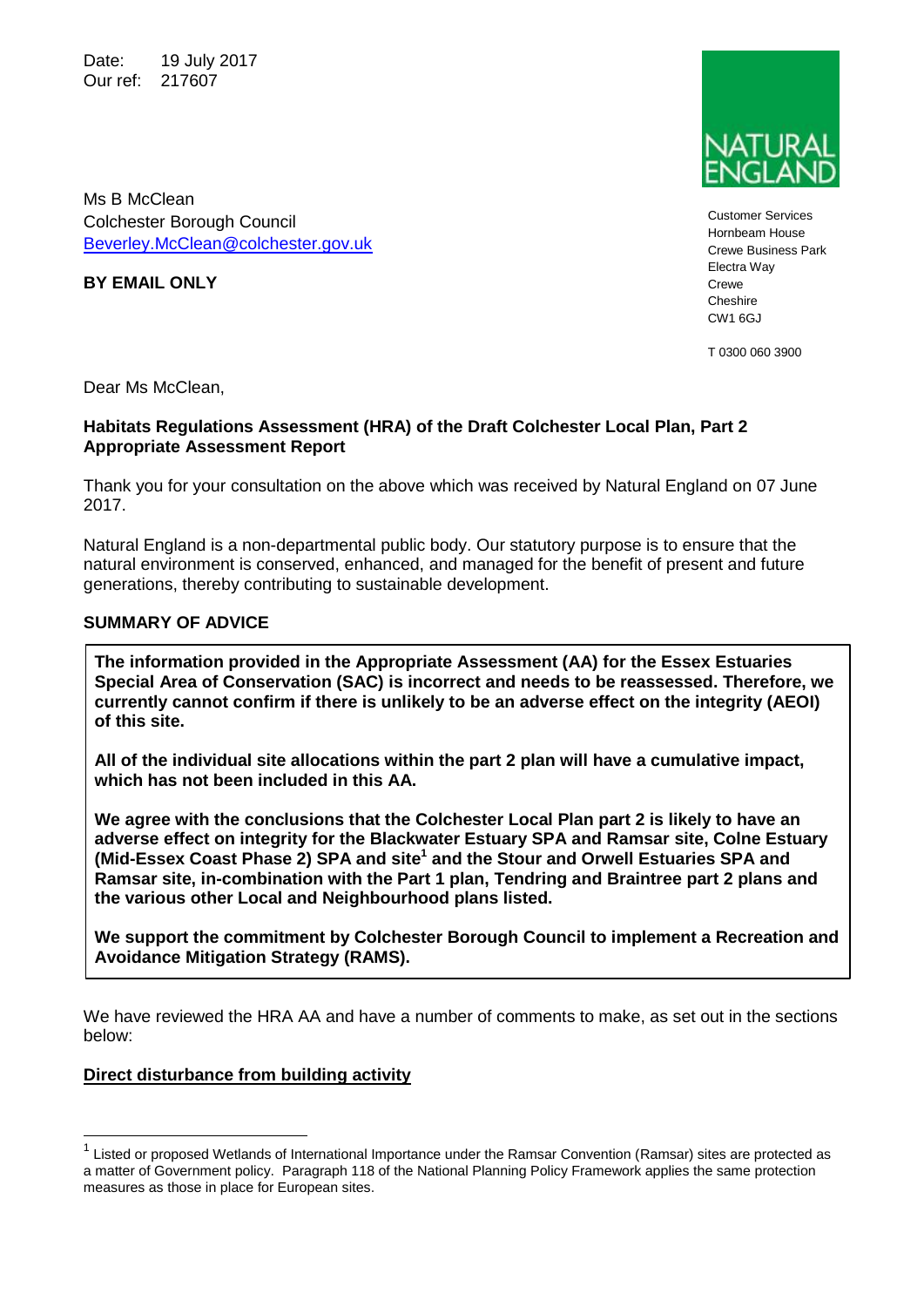Date: 19 July 2017
Our ref: 217607

Ms B McClean
Colchester Borough Council
Beverley.McClean@colchester.gov.uk

**BY EMAIL ONLY**

NATURAL ENGLAND

Customer Services
Hornbeam House
Crewe Business Park
Electra Way
Crewe
Cheshire
CW1 6GJ

T 0300 060 3900

Dear Ms McClean,

**Habitats Regulations Assessment (HRA) of the Draft Colchester Local Plan, Part 2 Appropriate Assessment Report**

Thank you for your consultation on the above which was received by Natural England on 07 June 2017.

Natural England is a non-departmental public body. Our statutory purpose is to ensure that the natural environment is conserved, enhanced, and managed for the benefit of present and future generations, thereby contributing to sustainable development.

**SUMMARY OF ADVICE**

**The information provided in the Appropriate Assessment (AA) for the Essex Estuaries Special Area of Conservation (SAC) is incorrect and needs to be reassessed. Therefore, we currently cannot confirm if there is unlikely to be an adverse effect on the integrity (AEOI) of this site.**

**All of the individual site allocations within the part 2 plan will have a cumulative impact, which has not been included in this AA.**

**We agree with the conclusions that the Colchester Local Plan part 2 is likely to have an adverse effect on integrity for the Blackwater Estuary SPA and Ramsar site, Colne Estuary (Mid-Essex Coast Phase 2) SPA and site[1] and the Stour and Orwell Estuaries SPA and Ramsar site, in-combination with the Part 1 plan, Tendring and Braintree part 2 plans and the various other Local and Neighbourhood plans listed.**

**We support the commitment by Colchester Borough Council to implement a Recreation and Avoidance Mitigation Strategy (RAMS).**

We have reviewed the HRA AA and have a number of comments to make, as set out in the sections below:

**Direct disturbance from building activity**

[1] Listed or proposed Wetlands of International Importance under the Ramsar Convention (Ramsar) sites are protected as a matter of Government policy. Paragraph 118 of the National Planning Policy Framework applies the same protection measures as those in place for European sites.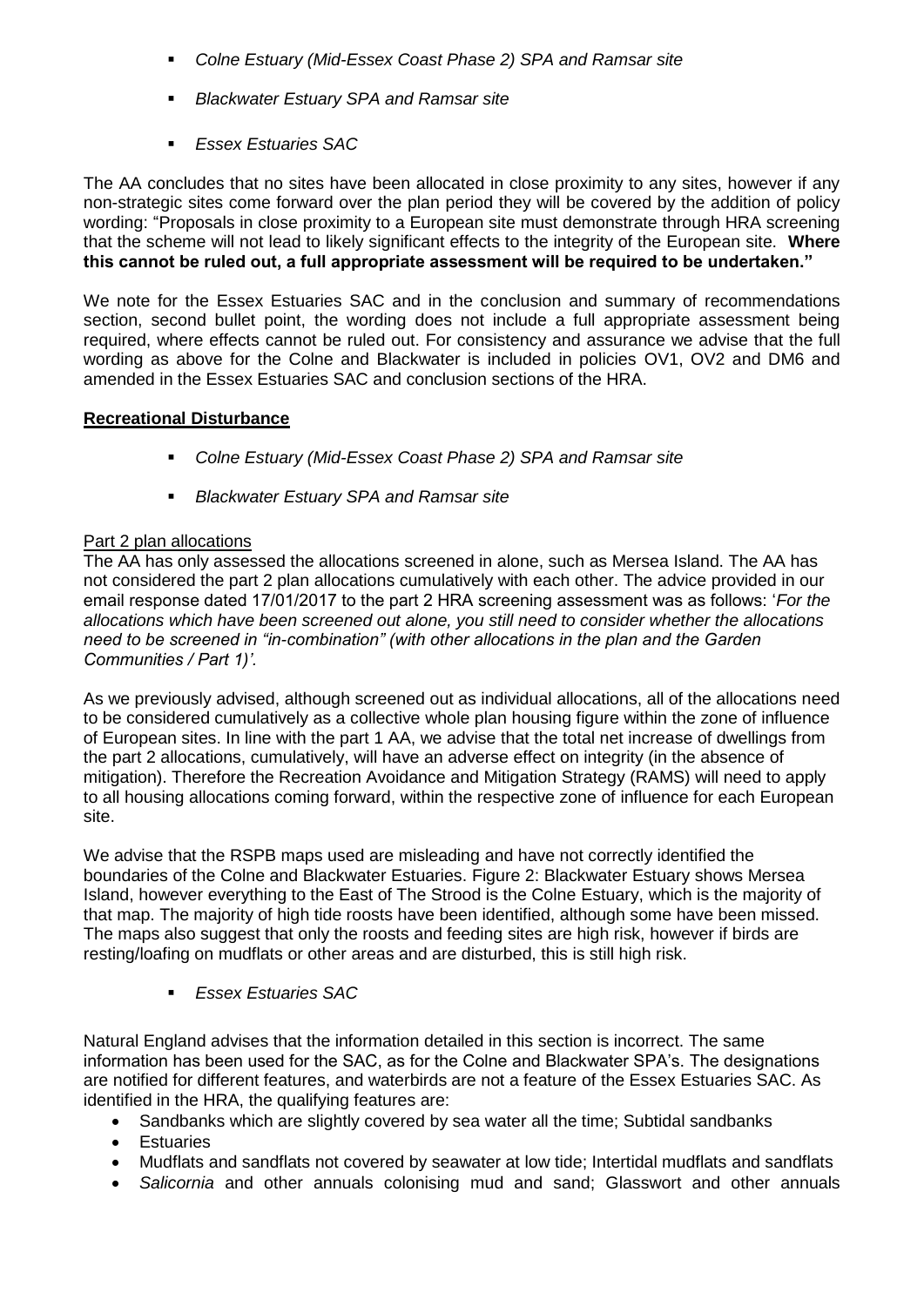- *Colne Estuary (Mid-Essex Coast Phase 2) SPA and Ramsar site*
- *Blackwater Estuary SPA and Ramsar site*
- *Essex Estuaries SAC*

The AA concludes that no sites have been allocated in close proximity to any sites, however if any non-strategic sites come forward over the plan period they will be covered by the addition of policy wording: "Proposals in close proximity to a European site must demonstrate through HRA screening that the scheme will not lead to likely significant effects to the integrity of the European site. **Where this cannot be ruled out, a full appropriate assessment will be required to be undertaken."**

We note for the Essex Estuaries SAC and in the conclusion and summary of recommendations section, second bullet point, the wording does not include a full appropriate assessment being required, where effects cannot be ruled out. For consistency and assurance we advise that the full wording as above for the Colne and Blackwater is included in policies OV1, OV2 and DM6 and amended in the Essex Estuaries SAC and conclusion sections of the HRA.

**Recreational Disturbance**

- *Colne Estuary (Mid-Essex Coast Phase 2) SPA and Ramsar site*
- *Blackwater Estuary SPA and Ramsar site*

Part 2 plan allocations

The AA has only assessed the allocations screened in alone, such as Mersea Island. The AA has not considered the part 2 plan allocations cumulatively with each other. The advice provided in our email response dated 17/01/2017 to the part 2 HRA screening assessment was as follows: '*For the allocations which have been screened out alone, you still need to consider whether the allocations need to be screened in "in-combination" (with other allocations in the plan and the Garden Communities / Part 1)'.*

As we previously advised, although screened out as individual allocations, all of the allocations need to be considered cumulatively as a collective whole plan housing figure within the zone of influence of European sites. In line with the part 1 AA, we advise that the total net increase of dwellings from the part 2 allocations, cumulatively, will have an adverse effect on integrity (in the absence of mitigation). Therefore the Recreation Avoidance and Mitigation Strategy (RAMS) will need to apply to all housing allocations coming forward, within the respective zone of influence for each European site.

We advise that the RSPB maps used are misleading and have not correctly identified the boundaries of the Colne and Blackwater Estuaries. Figure 2: Blackwater Estuary shows Mersea Island, however everything to the East of The Strood is the Colne Estuary, which is the majority of that map. The majority of high tide roosts have been identified, although some have been missed. The maps also suggest that only the roosts and feeding sites are high risk, however if birds are resting/loafing on mudflats or other areas and are disturbed, this is still high risk.

- *Essex Estuaries SAC*

Natural England advises that the information detailed in this section is incorrect. The same information has been used for the SAC, as for the Colne and Blackwater SPA's. The designations are notified for different features, and waterbirds are not a feature of the Essex Estuaries SAC. As identified in the HRA, the qualifying features are:

- Sandbanks which are slightly covered by sea water all the time; Subtidal sandbanks
- Estuaries
- Mudflats and sandflats not covered by seawater at low tide; Intertidal mudflats and sandflats
- *Salicornia* and other annuals colonising mud and sand; Glasswort and other annuals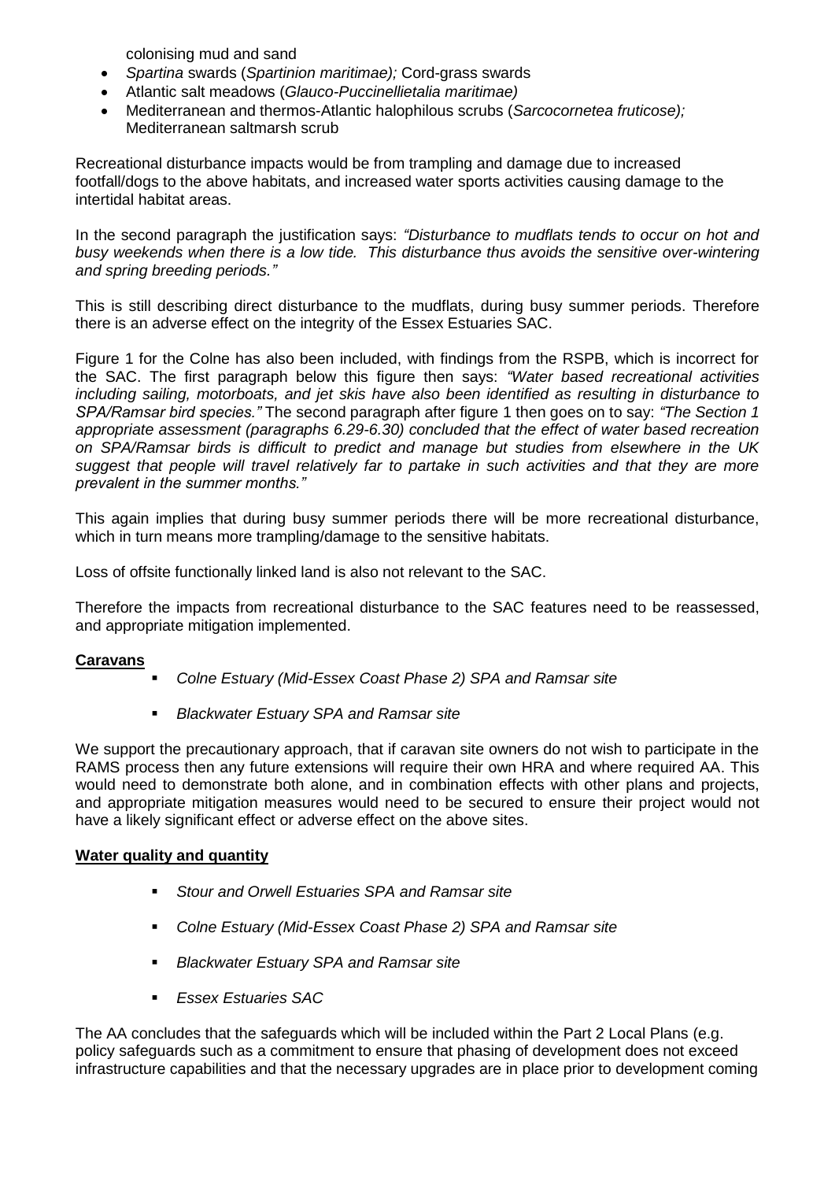colonising mud and sand

- *Spartina* swards (*Spartinion maritimae);* Cord-grass swards
- Atlantic salt meadows (*Glauco-Puccinellietalia maritimae)*
- Mediterranean and thermos-Atlantic halophilous scrubs (*Sarcocornetea fruticose);* Mediterranean saltmarsh scrub

Recreational disturbance impacts would be from trampling and damage due to increased footfall/dogs to the above habitats, and increased water sports activities causing damage to the intertidal habitat areas.

In the second paragraph the justification says: *"Disturbance to mudflats tends to occur on hot and busy weekends when there is a low tide. This disturbance thus avoids the sensitive over-wintering and spring breeding periods."*

This is still describing direct disturbance to the mudflats, during busy summer periods. Therefore there is an adverse effect on the integrity of the Essex Estuaries SAC.

Figure 1 for the Colne has also been included, with findings from the RSPB, which is incorrect for the SAC. The first paragraph below this figure then says: *"Water based recreational activities including sailing, motorboats, and jet skis have also been identified as resulting in disturbance to SPA/Ramsar bird species."* The second paragraph after figure 1 then goes on to say: *"The Section 1 appropriate assessment (paragraphs 6.29-6.30) concluded that the effect of water based recreation on SPA/Ramsar birds is difficult to predict and manage but studies from elsewhere in the UK suggest that people will travel relatively far to partake in such activities and that they are more prevalent in the summer months."*

This again implies that during busy summer periods there will be more recreational disturbance, which in turn means more trampling/damage to the sensitive habitats.

Loss of offsite functionally linked land is also not relevant to the SAC.

Therefore the impacts from recreational disturbance to the SAC features need to be reassessed, and appropriate mitigation implemented.

**Caravans**

- *Colne Estuary (Mid-Essex Coast Phase 2) SPA and Ramsar site*
- *Blackwater Estuary SPA and Ramsar site*

We support the precautionary approach, that if caravan site owners do not wish to participate in the RAMS process then any future extensions will require their own HRA and where required AA. This would need to demonstrate both alone, and in combination effects with other plans and projects, and appropriate mitigation measures would need to be secured to ensure their project would not have a likely significant effect or adverse effect on the above sites.

**Water quality and quantity**

- *Stour and Orwell Estuaries SPA and Ramsar site*
- *Colne Estuary (Mid-Essex Coast Phase 2) SPA and Ramsar site*
- *Blackwater Estuary SPA and Ramsar site*
- *Essex Estuaries SAC*

The AA concludes that the safeguards which will be included within the Part 2 Local Plans (e.g. policy safeguards such as a commitment to ensure that phasing of development does not exceed infrastructure capabilities and that the necessary upgrades are in place prior to development coming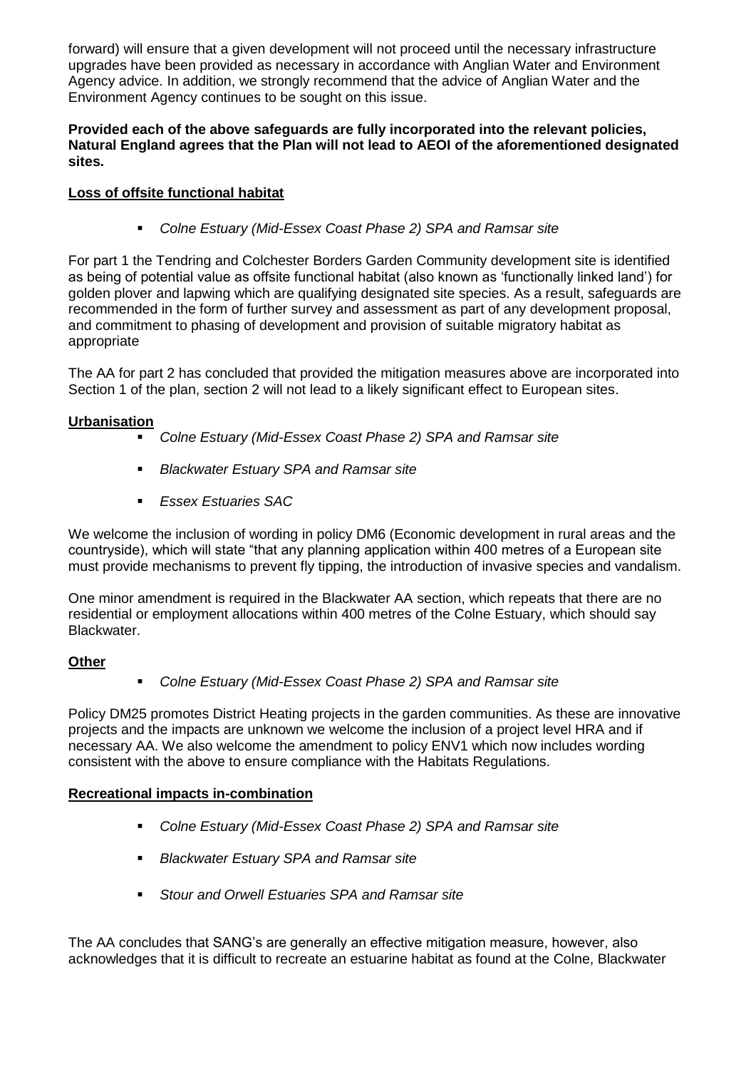forward) will ensure that a given development will not proceed until the necessary infrastructure upgrades have been provided as necessary in accordance with Anglian Water and Environment Agency advice. In addition, we strongly recommend that the advice of Anglian Water and the Environment Agency continues to be sought on this issue.

**Provided each of the above safeguards are fully incorporated into the relevant policies, Natural England agrees that the Plan will not lead to AEOI of the aforementioned designated sites.**

**Loss of offsite functional habitat**

- *Colne Estuary (Mid-Essex Coast Phase 2) SPA and Ramsar site*

For part 1 the Tendring and Colchester Borders Garden Community development site is identified as being of potential value as offsite functional habitat (also known as 'functionally linked land') for golden plover and lapwing which are qualifying designated site species. As a result, safeguards are recommended in the form of further survey and assessment as part of any development proposal, and commitment to phasing of development and provision of suitable migratory habitat as appropriate

The AA for part 2 has concluded that provided the mitigation measures above are incorporated into Section 1 of the plan, section 2 will not lead to a likely significant effect to European sites.

**Urbanisation**

- *Colne Estuary (Mid-Essex Coast Phase 2) SPA and Ramsar site*
- *Blackwater Estuary SPA and Ramsar site*
- *Essex Estuaries SAC*

We welcome the inclusion of wording in policy DM6 (Economic development in rural areas and the countryside), which will state "that any planning application within 400 metres of a European site must provide mechanisms to prevent fly tipping, the introduction of invasive species and vandalism.

One minor amendment is required in the Blackwater AA section, which repeats that there are no residential or employment allocations within 400 metres of the Colne Estuary, which should say Blackwater.

**Other**

- *Colne Estuary (Mid-Essex Coast Phase 2) SPA and Ramsar site*

Policy DM25 promotes District Heating projects in the garden communities. As these are innovative projects and the impacts are unknown we welcome the inclusion of a project level HRA and if necessary AA. We also welcome the amendment to policy ENV1 which now includes wording consistent with the above to ensure compliance with the Habitats Regulations.

**Recreational impacts in-combination**

- *Colne Estuary (Mid-Essex Coast Phase 2) SPA and Ramsar site*
- *Blackwater Estuary SPA and Ramsar site*
- *Stour and Orwell Estuaries SPA and Ramsar site*

The AA concludes that SANG's are generally an effective mitigation measure, however, also acknowledges that it is difficult to recreate an estuarine habitat as found at the Colne, Blackwater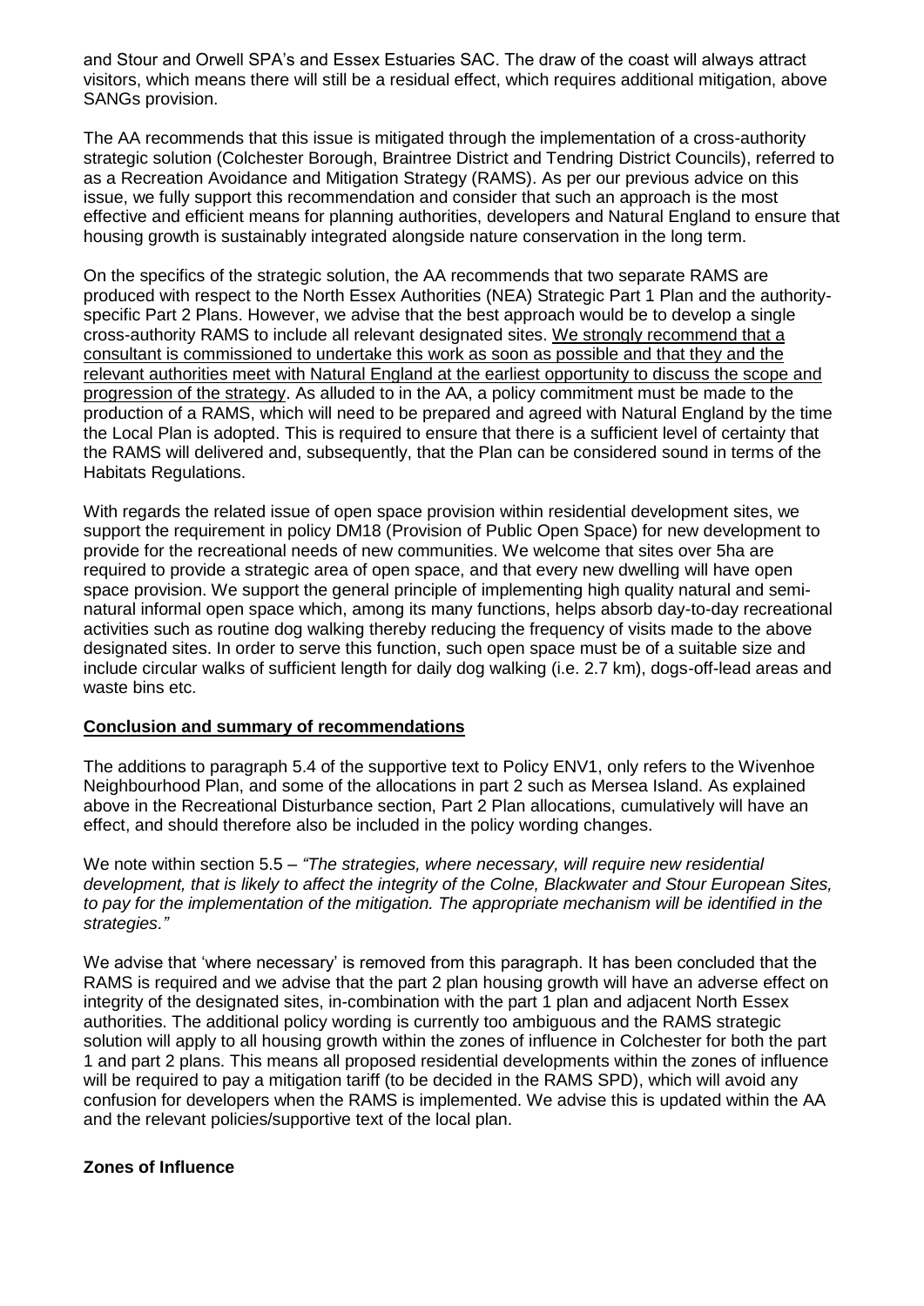and Stour and Orwell SPA's and Essex Estuaries SAC. The draw of the coast will always attract visitors, which means there will still be a residual effect, which requires additional mitigation, above SANGs provision.

The AA recommends that this issue is mitigated through the implementation of a cross-authority strategic solution (Colchester Borough, Braintree District and Tendring District Councils), referred to as a Recreation Avoidance and Mitigation Strategy (RAMS). As per our previous advice on this issue, we fully support this recommendation and consider that such an approach is the most effective and efficient means for planning authorities, developers and Natural England to ensure that housing growth is sustainably integrated alongside nature conservation in the long term.

On the specifics of the strategic solution, the AA recommends that two separate RAMS are produced with respect to the North Essex Authorities (NEA) Strategic Part 1 Plan and the authority-specific Part 2 Plans. However, we advise that the best approach would be to develop a single cross-authority RAMS to include all relevant designated sites. <u>We strongly recommend that a consultant is commissioned to undertake this work as soon as possible and that they and the relevant authorities meet with Natural England at the earliest opportunity to discuss the scope and progression of the strategy</u>. As alluded to in the AA, a policy commitment must be made to the production of a RAMS, which will need to be prepared and agreed with Natural England by the time the Local Plan is adopted. This is required to ensure that there is a sufficient level of certainty that the RAMS will delivered and, subsequently, that the Plan can be considered sound in terms of the Habitats Regulations.

With regards the related issue of open space provision within residential development sites, we support the requirement in policy DM18 (Provision of Public Open Space) for new development to provide for the recreational needs of new communities. We welcome that sites over 5ha are required to provide a strategic area of open space, and that every new dwelling will have open space provision. We support the general principle of implementing high quality natural and semi-natural informal open space which, among its many functions, helps absorb day-to-day recreational activities such as routine dog walking thereby reducing the frequency of visits made to the above designated sites. In order to serve this function, such open space must be of a suitable size and include circular walks of sufficient length for daily dog walking (i.e. 2.7 km), dogs-off-lead areas and waste bins etc.

## **<u>Conclusion and summary of recommendations</u>**

The additions to paragraph 5.4 of the supportive text to Policy ENV1, only refers to the Wivenhoe Neighbourhood Plan, and some of the allocations in part 2 such as Mersea Island. As explained above in the Recreational Disturbance section, Part 2 Plan allocations, cumulatively will have an effect, and should therefore also be included in the policy wording changes.

We note within section 5.5 – *"The strategies, where necessary, will require new residential development, that is likely to affect the integrity of the Colne, Blackwater and Stour European Sites, to pay for the implementation of the mitigation. The appropriate mechanism will be identified in the strategies."*

We advise that 'where necessary' is removed from this paragraph. It has been concluded that the RAMS is required and we advise that the part 2 plan housing growth will have an adverse effect on integrity of the designated sites, in-combination with the part 1 plan and adjacent North Essex authorities. The additional policy wording is currently too ambiguous and the RAMS strategic solution will apply to all housing growth within the zones of influence in Colchester for both the part 1 and part 2 plans. This means all proposed residential developments within the zones of influence will be required to pay a mitigation tariff (to be decided in the RAMS SPD), which will avoid any confusion for developers when the RAMS is implemented. We advise this is updated within the AA and the relevant policies/supportive text of the local plan.

## **Zones of Influence**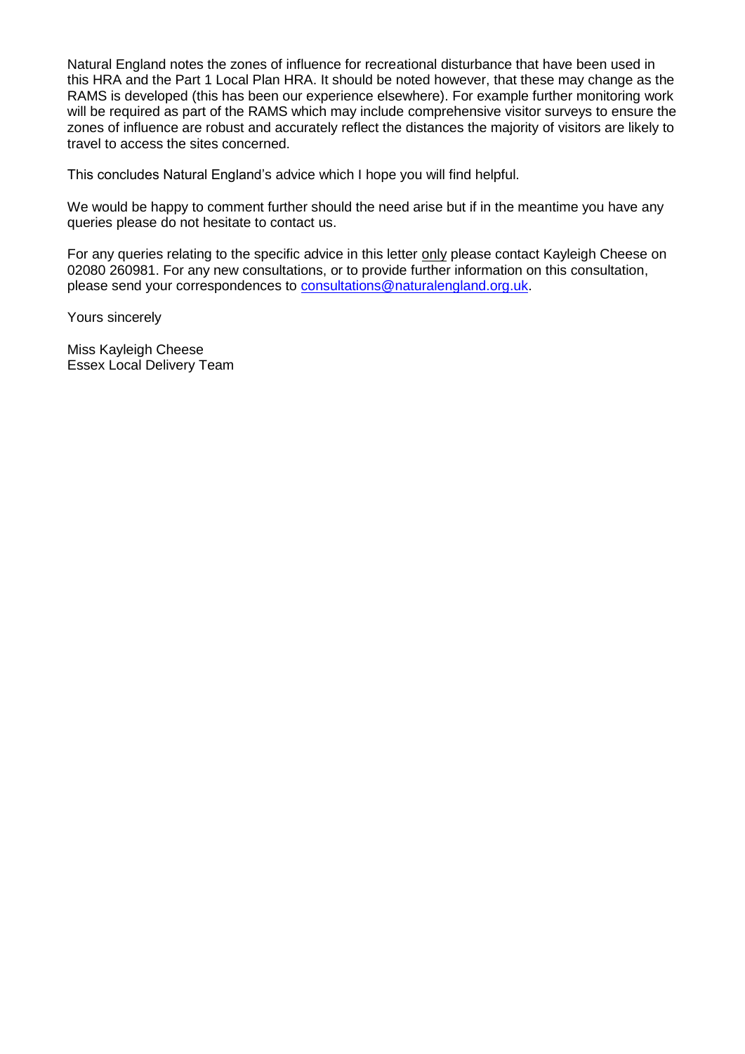Natural England notes the zones of influence for recreational disturbance that have been used in this HRA and the Part 1 Local Plan HRA. It should be noted however, that these may change as the RAMS is developed (this has been our experience elsewhere). For example further monitoring work will be required as part of the RAMS which may include comprehensive visitor surveys to ensure the zones of influence are robust and accurately reflect the distances the majority of visitors are likely to travel to access the sites concerned.

This concludes Natural England's advice which I hope you will find helpful.

We would be happy to comment further should the need arise but if in the meantime you have any queries please do not hesitate to contact us.

For any queries relating to the specific advice in this letter only please contact Kayleigh Cheese on 02080 260981. For any new consultations, or to provide further information on this consultation, please send your correspondences to consultations@naturalengland.org.uk.

Yours sincerely

Miss Kayleigh Cheese
Essex Local Delivery Team